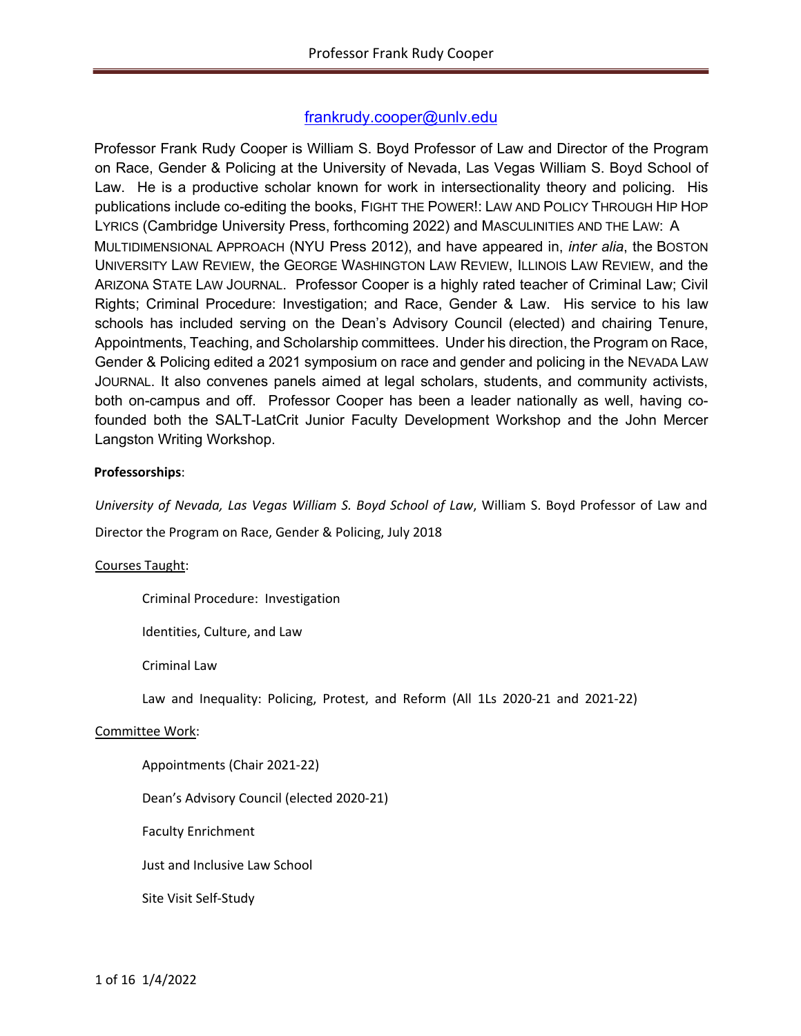# Professor Frank Rudy Cooper

frankrudy.cooper@unlv.edu

Professor Frank Rudy Cooper is William S. Boyd Professor of Law and Director of the Program on Race, Gender & Policing at the University of Nevada, Las Vegas William S. Boyd School of Law. He is a productive scholar known for work in intersectionality theory and policing. His publications include co-editing the books, FIGHT THE POWER!: LAW AND POLICY THROUGH HIP HOP LYRICS (Cambridge University Press, forthcoming 2022) and MASCULINITIES AND THE LAW: A MULTIDIMENSIONAL APPROACH (NYU Press 2012), and have appeared in, *inter alia*, the BOSTON UNIVERSITY LAW REVIEW, the GEORGE WASHINGTON LAW REVIEW, ILLINOIS LAW REVIEW, and the ARIZONA STATE LAW JOURNAL. Professor Cooper is a highly rated teacher of Criminal Law; Civil Rights; Criminal Procedure: Investigation; and Race, Gender & Law. His service to his law schools has included serving on the Dean's Advisory Council (elected) and chairing Tenure, Appointments, Teaching, and Scholarship committees. Under his direction, the Program on Race, Gender & Policing edited a 2021 symposium on race and gender and policing in the NEVADA LAW JOURNAL. It also convenes panels aimed at legal scholars, students, and community activists, both on-campus and off. Professor Cooper has been a leader nationally as well, having co-founded both the SALT-LatCrit Junior Faculty Development Workshop and the John Mercer Langston Writing Workshop.

**Professorships**:

*University of Nevada, Las Vegas William S. Boyd School of Law*, William S. Boyd Professor of Law and Director the Program on Race, Gender & Policing, July 2018

Courses Taught:

- Criminal Procedure: Investigation
- Identities, Culture, and Law
- Criminal Law
- Law and Inequality: Policing, Protest, and Reform (All 1Ls 2020-21 and 2021-22)

Committee Work:

- Appointments (Chair 2021-22)
- Dean's Advisory Council (elected 2020-21)
- Faculty Enrichment
- Just and Inclusive Law School
- Site Visit Self-Study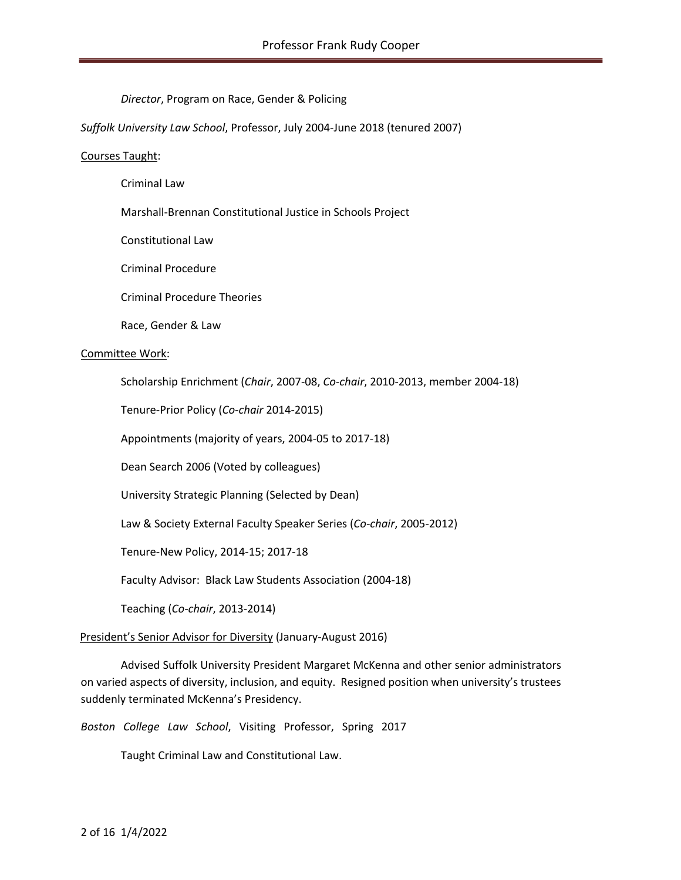*Director*, Program on Race, Gender & Policing

*Suffolk University Law School*, Professor, July 2004-June 2018 (tenured 2007)

<u>Courses Taught</u>:

Criminal Law

Marshall-Brennan Constitutional Justice in Schools Project

Constitutional Law

Criminal Procedure

Criminal Procedure Theories

Race, Gender & Law

<u>Committee Work</u>:

Scholarship Enrichment (*Chair*, 2007-08, *Co-chair*, 2010-2013, member 2004-18)

Tenure-Prior Policy (*Co-chair* 2014-2015)

Appointments (majority of years, 2004-05 to 2017-18)

Dean Search 2006 (Voted by colleagues)

University Strategic Planning (Selected by Dean)

Law & Society External Faculty Speaker Series (*Co-chair*, 2005-2012)

Tenure-New Policy, 2014-15; 2017-18

Faculty Advisor: Black Law Students Association (2004-18)

Teaching (*Co-chair*, 2013-2014)

<u>President's Senior Advisor for Diversity</u> (January-August 2016)

Advised Suffolk University President Margaret McKenna and other senior administrators on varied aspects of diversity, inclusion, and equity. Resigned position when university's trustees suddenly terminated McKenna's Presidency.

*Boston College Law School*, Visiting Professor, Spring 2017

Taught Criminal Law and Constitutional Law.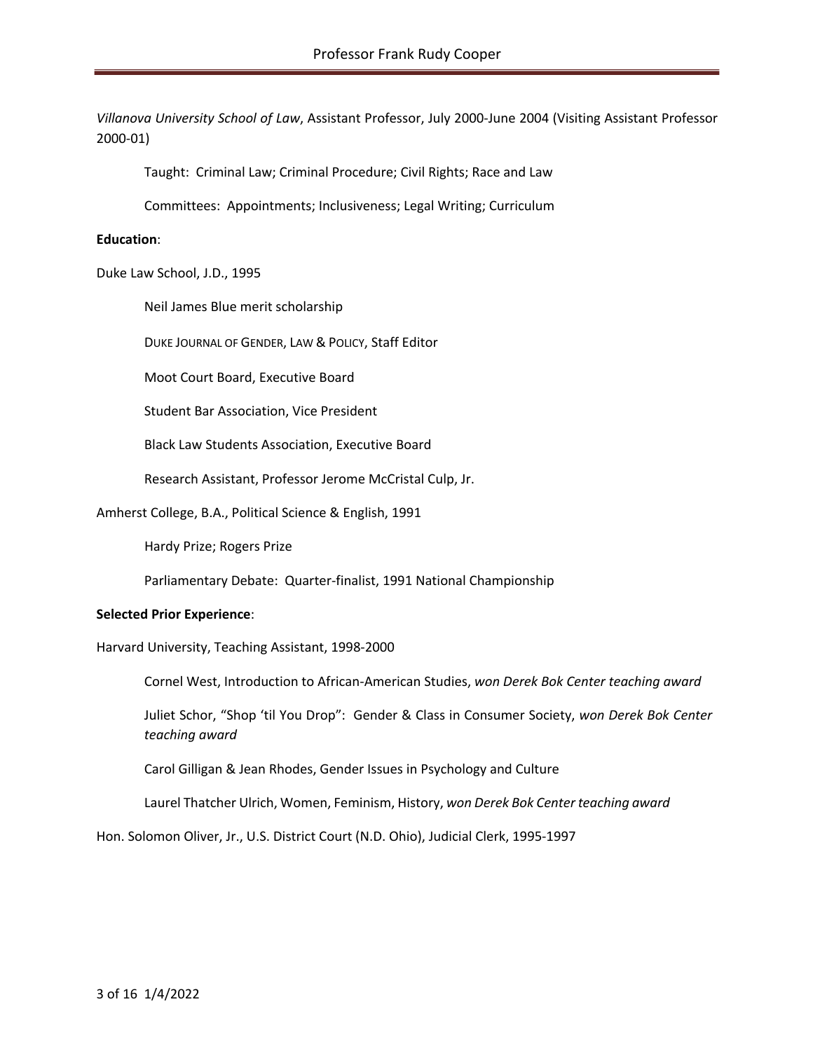*Villanova University School of Law*, Assistant Professor, July 2000-June 2004 (Visiting Assistant Professor 2000-01)

Taught: Criminal Law; Criminal Procedure; Civil Rights; Race and Law

Committees: Appointments; Inclusiveness; Legal Writing; Curriculum

**Education**:

Duke Law School, J.D., 1995

Neil James Blue merit scholarship

DUKE JOURNAL OF GENDER, LAW & POLICY, Staff Editor

Moot Court Board, Executive Board

Student Bar Association, Vice President

Black Law Students Association, Executive Board

Research Assistant, Professor Jerome McCristal Culp, Jr.

Amherst College, B.A., Political Science & English, 1991

Hardy Prize; Rogers Prize

Parliamentary Debate: Quarter-finalist, 1991 National Championship

**Selected Prior Experience**:

Harvard University, Teaching Assistant, 1998-2000

Cornel West, Introduction to African-American Studies, *won Derek Bok Center teaching award*

Juliet Schor, "Shop 'til You Drop": Gender & Class in Consumer Society, *won Derek Bok Center teaching award*

Carol Gilligan & Jean Rhodes, Gender Issues in Psychology and Culture

Laurel Thatcher Ulrich, Women, Feminism, History, *won Derek Bok Center teaching award*

Hon. Solomon Oliver, Jr., U.S. District Court (N.D. Ohio), Judicial Clerk, 1995-1997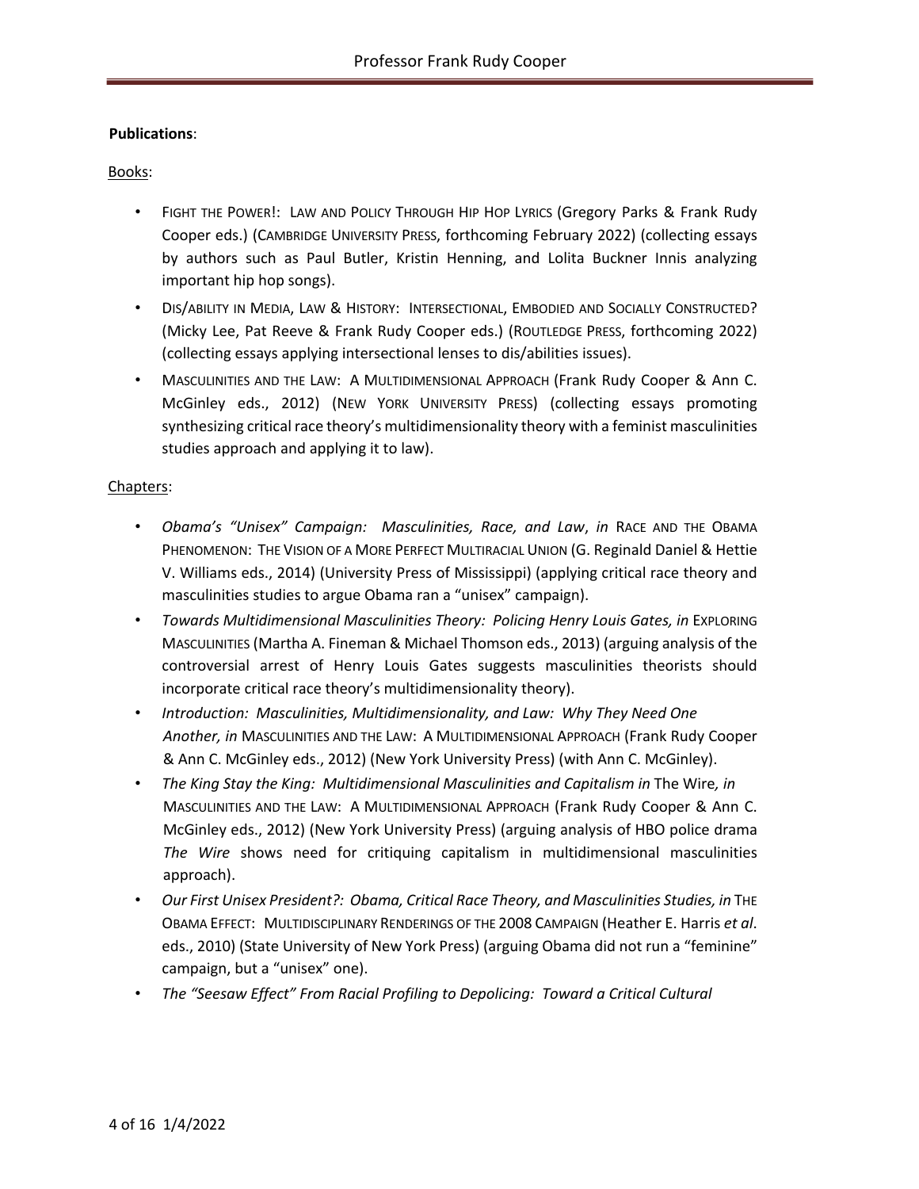**Publications**:

Books:

- FIGHT THE POWER!: LAW AND POLICY THROUGH HIP HOP LYRICS (Gregory Parks & Frank Rudy Cooper eds.) (CAMBRIDGE UNIVERSITY PRESS, forthcoming February 2022) (collecting essays by authors such as Paul Butler, Kristin Henning, and Lolita Buckner Innis analyzing important hip hop songs).
- DIS/ABILITY IN MEDIA, LAW & HISTORY: INTERSECTIONAL, EMBODIED AND SOCIALLY CONSTRUCTED? (Micky Lee, Pat Reeve & Frank Rudy Cooper eds.) (ROUTLEDGE PRESS, forthcoming 2022) (collecting essays applying intersectional lenses to dis/abilities issues).
- MASCULINITIES AND THE LAW: A MULTIDIMENSIONAL APPROACH (Frank Rudy Cooper & Ann C. McGinley eds., 2012) (NEW YORK UNIVERSITY PRESS) (collecting essays promoting synthesizing critical race theory's multidimensionality theory with a feminist masculinities studies approach and applying it to law).

Chapters:

- *Obama's "Unisex" Campaign: Masculinities, Race, and Law*, *in* RACE AND THE OBAMA PHENOMENON: THE VISION OF A MORE PERFECT MULTIRACIAL UNION (G. Reginald Daniel & Hettie V. Williams eds., 2014) (University Press of Mississippi) (applying critical race theory and masculinities studies to argue Obama ran a "unisex" campaign).
- *Towards Multidimensional Masculinities Theory: Policing Henry Louis Gates, in* EXPLORING MASCULINITIES (Martha A. Fineman & Michael Thomson eds., 2013) (arguing analysis of the controversial arrest of Henry Louis Gates suggests masculinities theorists should incorporate critical race theory's multidimensionality theory).
- *Introduction: Masculinities, Multidimensionality, and Law: Why They Need One Another, in* MASCULINITIES AND THE LAW: A MULTIDIMENSIONAL APPROACH (Frank Rudy Cooper & Ann C. McGinley eds., 2012) (New York University Press) (with Ann C. McGinley).
- *The King Stay the King: Multidimensional Masculinities and Capitalism in* The Wire*, in* MASCULINITIES AND THE LAW: A MULTIDIMENSIONAL APPROACH (Frank Rudy Cooper & Ann C. McGinley eds., 2012) (New York University Press) (arguing analysis of HBO police drama *The Wire* shows need for critiquing capitalism in multidimensional masculinities approach).
- *Our First Unisex President?: Obama, Critical Race Theory, and Masculinities Studies, in* THE OBAMA EFFECT: MULTIDISCIPLINARY RENDERINGS OF THE 2008 CAMPAIGN (Heather E. Harris *et al*. eds., 2010) (State University of New York Press) (arguing Obama did not run a "feminine" campaign, but a "unisex" one).
- *The "Seesaw Effect" From Racial Profiling to Depolicing: Toward a Critical Cultural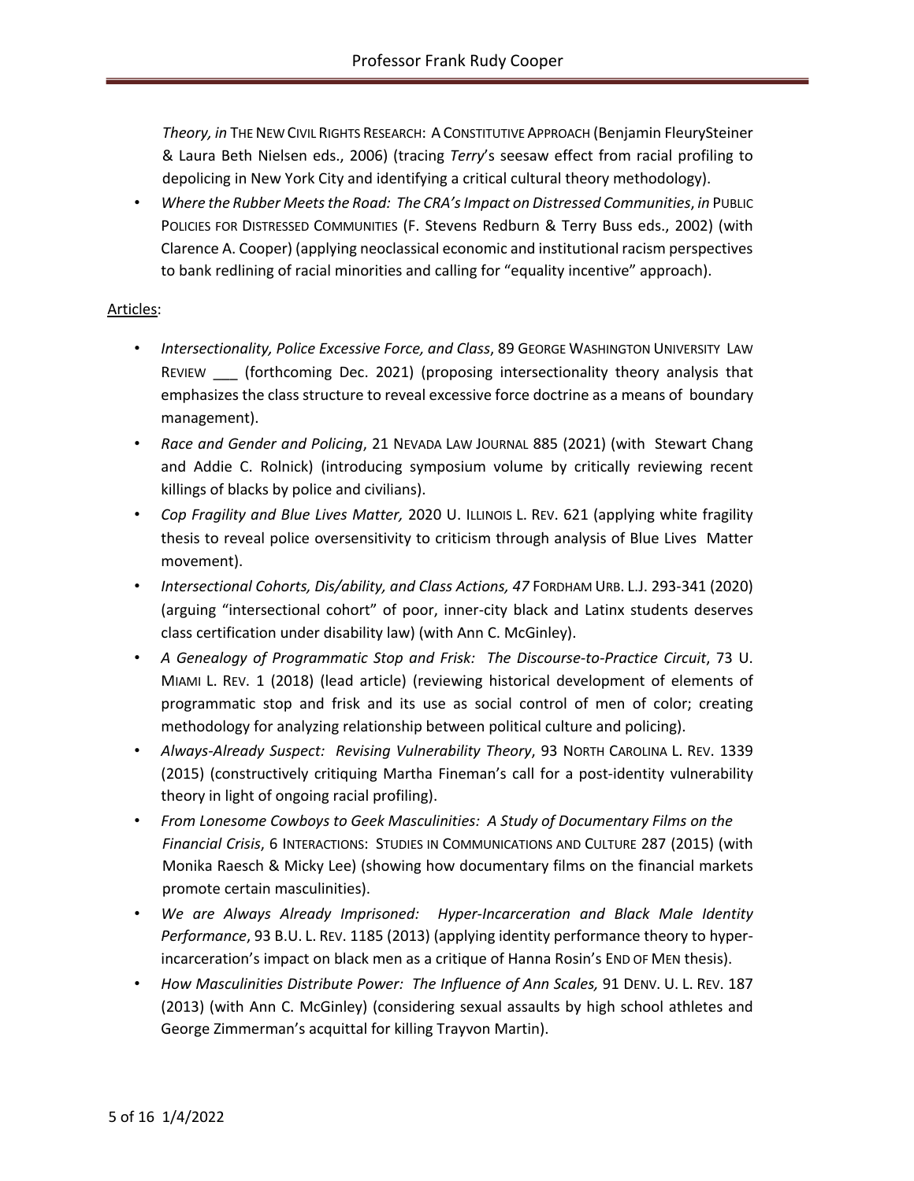*Theory, in* THE NEW CIVIL RIGHTS RESEARCH: A CONSTITUTIVE APPROACH (Benjamin FleurySteiner & Laura Beth Nielsen eds., 2006) (tracing *Terry*'s seesaw effect from racial profiling to depolicing in New York City and identifying a critical cultural theory methodology).

- *Where the Rubber Meets the Road: The CRA's Impact on Distressed Communities*, *in* PUBLIC POLICIES FOR DISTRESSED COMMUNITIES (F. Stevens Redburn & Terry Buss eds., 2002) (with Clarence A. Cooper) (applying neoclassical economic and institutional racism perspectives to bank redlining of racial minorities and calling for "equality incentive" approach).

<u>Articles</u>:

- *Intersectionality, Police Excessive Force, and Class*, 89 GEORGE WASHINGTON UNIVERSITY LAW REVIEW ___ (forthcoming Dec. 2021) (proposing intersectionality theory analysis that emphasizes the class structure to reveal excessive force doctrine as a means of boundary management).
- *Race and Gender and Policing*, 21 NEVADA LAW JOURNAL 885 (2021) (with Stewart Chang and Addie C. Rolnick) (introducing symposium volume by critically reviewing recent killings of blacks by police and civilians).
- *Cop Fragility and Blue Lives Matter,* 2020 U. ILLINOIS L. REV. 621 (applying white fragility thesis to reveal police oversensitivity to criticism through analysis of Blue Lives Matter movement).
- *Intersectional Cohorts, Dis/ability, and Class Actions, 47* FORDHAM URB. L.J. 293-341 (2020) (arguing "intersectional cohort" of poor, inner-city black and Latinx students deserves class certification under disability law) (with Ann C. McGinley).
- *A Genealogy of Programmatic Stop and Frisk: The Discourse-to-Practice Circuit*, 73 U. MIAMI L. REV. 1 (2018) (lead article) (reviewing historical development of elements of programmatic stop and frisk and its use as social control of men of color; creating methodology for analyzing relationship between political culture and policing).
- *Always-Already Suspect: Revising Vulnerability Theory*, 93 NORTH CAROLINA L. REV. 1339 (2015) (constructively critiquing Martha Fineman's call for a post-identity vulnerability theory in light of ongoing racial profiling).
- *From Lonesome Cowboys to Geek Masculinities: A Study of Documentary Films on the Financial Crisis*, 6 INTERACTIONS: STUDIES IN COMMUNICATIONS AND CULTURE 287 (2015) (with Monika Raesch & Micky Lee) (showing how documentary films on the financial markets promote certain masculinities).
- *We are Always Already Imprisoned: Hyper-Incarceration and Black Male Identity Performance*, 93 B.U. L. REV. 1185 (2013) (applying identity performance theory to hyper-incarceration's impact on black men as a critique of Hanna Rosin's END OF MEN thesis).
- *How Masculinities Distribute Power: The Influence of Ann Scales,* 91 DENV. U. L. REV. 187 (2013) (with Ann C. McGinley) (considering sexual assaults by high school athletes and George Zimmerman's acquittal for killing Trayvon Martin).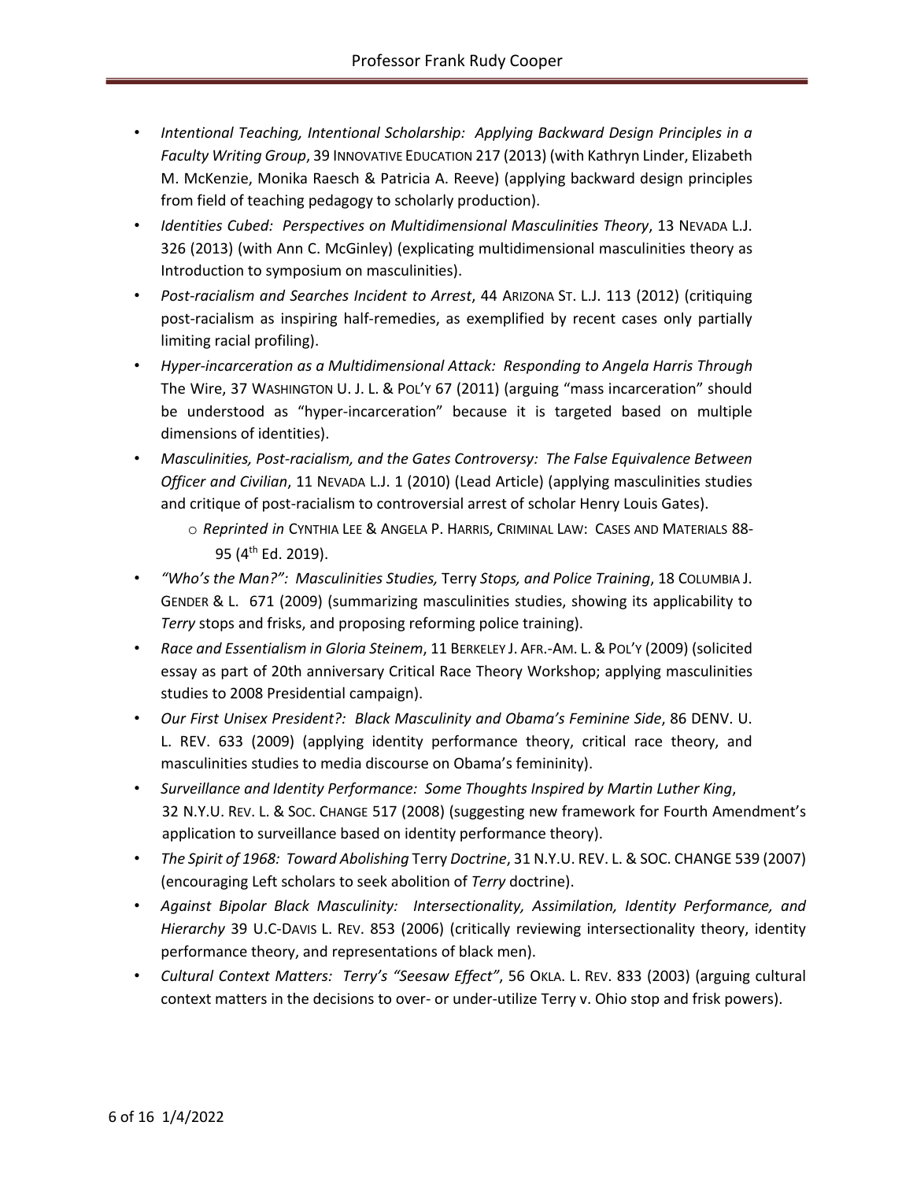- *Intentional Teaching, Intentional Scholarship: Applying Backward Design Principles in a Faculty Writing Group*, 39 INNOVATIVE EDUCATION 217 (2013) (with Kathryn Linder, Elizabeth M. McKenzie, Monika Raesch & Patricia A. Reeve) (applying backward design principles from field of teaching pedagogy to scholarly production).
- *Identities Cubed: Perspectives on Multidimensional Masculinities Theory*, 13 NEVADA L.J. 326 (2013) (with Ann C. McGinley) (explicating multidimensional masculinities theory as Introduction to symposium on masculinities).
- *Post-racialism and Searches Incident to Arrest*, 44 ARIZONA ST. L.J. 113 (2012) (critiquing post-racialism as inspiring half-remedies, as exemplified by recent cases only partially limiting racial profiling).
- *Hyper-incarceration as a Multidimensional Attack: Responding to Angela Harris Through* The Wire, 37 WASHINGTON U. J. L. & POL'Y 67 (2011) (arguing "mass incarceration" should be understood as "hyper-incarceration" because it is targeted based on multiple dimensions of identities).
- *Masculinities, Post-racialism, and the Gates Controversy: The False Equivalence Between Officer and Civilian*, 11 NEVADA L.J. 1 (2010) (Lead Article) (applying masculinities studies and critique of post-racialism to controversial arrest of scholar Henry Louis Gates).
  - *Reprinted in* CYNTHIA LEE & ANGELA P. HARRIS, CRIMINAL LAW: CASES AND MATERIALS 88-95 (4th Ed. 2019).
- *"Who's the Man?": Masculinities Studies,* Terry *Stops, and Police Training*, 18 COLUMBIA J. GENDER & L. 671 (2009) (summarizing masculinities studies, showing its applicability to *Terry* stops and frisks, and proposing reforming police training).
- *Race and Essentialism in Gloria Steinem*, 11 BERKELEY J. AFR.-AM. L. & POL'Y (2009) (solicited essay as part of 20th anniversary Critical Race Theory Workshop; applying masculinities studies to 2008 Presidential campaign).
- *Our First Unisex President?: Black Masculinity and Obama's Feminine Side*, 86 DENV. U. L. REV. 633 (2009) (applying identity performance theory, critical race theory, and masculinities studies to media discourse on Obama's femininity).
- *Surveillance and Identity Performance: Some Thoughts Inspired by Martin Luther King*, 32 N.Y.U. REV. L. & SOC. CHANGE 517 (2008) (suggesting new framework for Fourth Amendment's application to surveillance based on identity performance theory).
- *The Spirit of 1968: Toward Abolishing* Terry *Doctrine*, 31 N.Y.U. REV. L. & SOC. CHANGE 539 (2007) (encouraging Left scholars to seek abolition of *Terry* doctrine).
- *Against Bipolar Black Masculinity: Intersectionality, Assimilation, Identity Performance, and Hierarchy* 39 U.C-DAVIS L. REV. 853 (2006) (critically reviewing intersectionality theory, identity performance theory, and representations of black men).
- *Cultural Context Matters: Terry's "Seesaw Effect"*, 56 OKLA. L. REV. 833 (2003) (arguing cultural context matters in the decisions to over- or under-utilize Terry v. Ohio stop and frisk powers).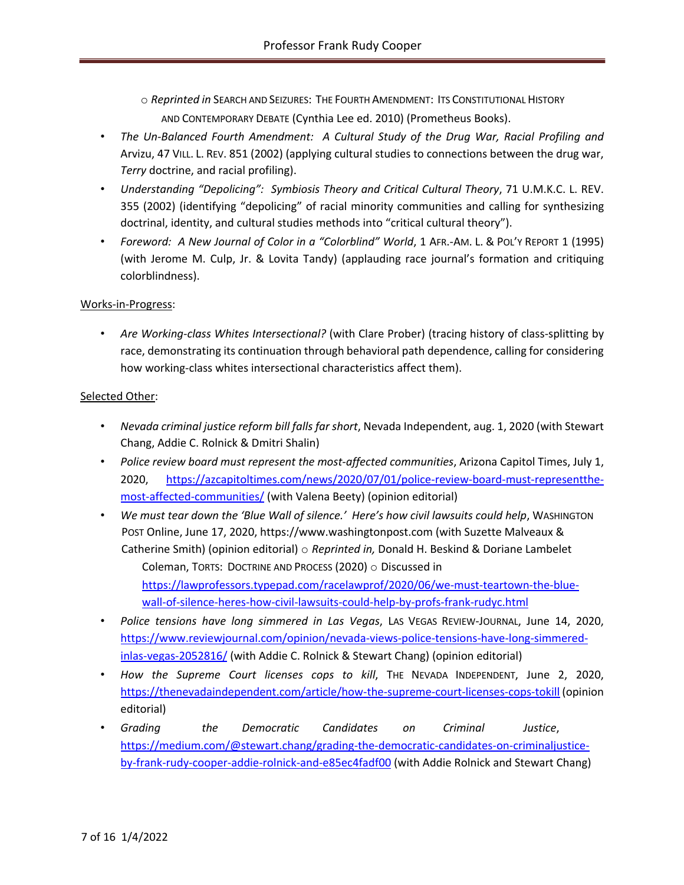- *Reprinted in* SEARCH AND SEIZURES: THE FOURTH AMENDMENT: ITS CONSTITUTIONAL HISTORY AND CONTEMPORARY DEBATE (Cynthia Lee ed. 2010) (Prometheus Books).

- *The Un-Balanced Fourth Amendment: A Cultural Study of the Drug War, Racial Profiling and* Arvizu, 47 VILL. L. REV. 851 (2002) (applying cultural studies to connections between the drug war, *Terry* doctrine, and racial profiling).
- *Understanding "Depolicing": Symbiosis Theory and Critical Cultural Theory*, 71 U.M.K.C. L. REV. 355 (2002) (identifying "depolicing" of racial minority communities and calling for synthesizing doctrinal, identity, and cultural studies methods into "critical cultural theory").
- *Foreword: A New Journal of Color in a "Colorblind" World*, 1 AFR.-AM. L. & POL'Y REPORT 1 (1995) (with Jerome M. Culp, Jr. & Lovita Tandy) (applauding race journal's formation and critiquing colorblindness).

Works-in-Progress:

- *Are Working-class Whites Intersectional?* (with Clare Prober) (tracing history of class-splitting by race, demonstrating its continuation through behavioral path dependence, calling for considering how working-class whites intersectional characteristics affect them).

Selected Other:

- *Nevada criminal justice reform bill falls far short*, Nevada Independent, aug. 1, 2020 (with Stewart Chang, Addie C. Rolnick & Dmitri Shalin)
- *Police review board must represent the most-affected communities*, Arizona Capitol Times, July 1, 2020, https://azcapitoltimes.com/news/2020/07/01/police-review-board-must-representthe-most-affected-communities/ (with Valena Beety) (opinion editorial)
- *We must tear down the 'Blue Wall of silence.' Here's how civil lawsuits could help*, WASHINGTON POST Online, June 17, 2020, https://www.washingtonpost.com (with Suzette Malveaux & Catherine Smith) (opinion editorial)
  - *Reprinted in,* Donald H. Beskind & Doriane Lambelet Coleman, TORTS: DOCTRINE AND PROCESS (2020)
  - Discussed in https://lawprofessors.typepad.com/racelawprof/2020/06/we-must-teartown-the-blue-wall-of-silence-heres-how-civil-lawsuits-could-help-by-profs-frank-rudyc.html
- *Police tensions have long simmered in Las Vegas*, LAS VEGAS REVIEW-JOURNAL, June 14, 2020, https://www.reviewjournal.com/opinion/nevada-views-police-tensions-have-long-simmered-inlas-vegas-2052816/ (with Addie C. Rolnick & Stewart Chang) (opinion editorial)
- *How the Supreme Court licenses cops to kill*, THE NEVADA INDEPENDENT, June 2, 2020, https://thenevadaindependent.com/article/how-the-supreme-court-licenses-cops-tokill (opinion editorial)
- *Grading the Democratic Candidates on Criminal Justice*, https://medium.com/@stewart.chang/grading-the-democratic-candidates-on-criminaljustice-by-frank-rudy-cooper-addie-rolnick-and-e85ec4fadf00 (with Addie Rolnick and Stewart Chang)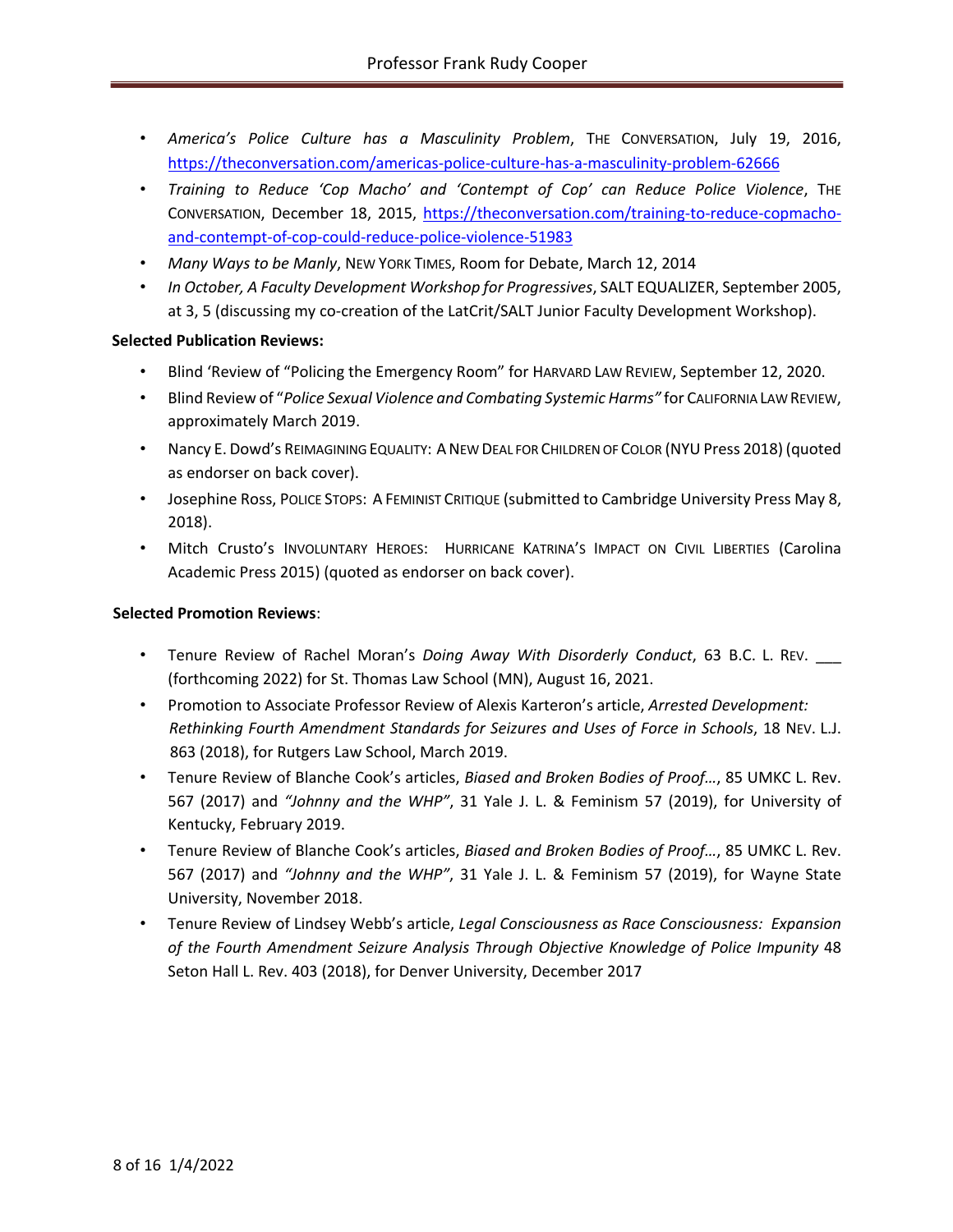- *America's Police Culture has a Masculinity Problem*, THE CONVERSATION, July 19, 2016, https://theconversation.com/americas-police-culture-has-a-masculinity-problem-62666
- *Training to Reduce 'Cop Macho' and 'Contempt of Cop' can Reduce Police Violence*, THE CONVERSATION, December 18, 2015, https://theconversation.com/training-to-reduce-copmacho-and-contempt-of-cop-could-reduce-police-violence-51983
- *Many Ways to be Manly*, NEW YORK TIMES, Room for Debate, March 12, 2014
- *In October, A Faculty Development Workshop for Progressives*, SALT EQUALIZER, September 2005, at 3, 5 (discussing my co-creation of the LatCrit/SALT Junior Faculty Development Workshop).

**Selected Publication Reviews:**

- Blind 'Review of "Policing the Emergency Room" for HARVARD LAW REVIEW, September 12, 2020.
- Blind Review of "*Police Sexual Violence and Combating Systemic Harms"* for CALIFORNIA LAW REVIEW, approximately March 2019.
- Nancy E. Dowd's REIMAGINING EQUALITY: A NEW DEAL FOR CHILDREN OF COLOR (NYU Press 2018) (quoted as endorser on back cover).
- Josephine Ross, POLICE STOPS: A FEMINIST CRITIQUE (submitted to Cambridge University Press May 8, 2018).
- Mitch Crusto's INVOLUNTARY HEROES: HURRICANE KATRINA'S IMPACT ON CIVIL LIBERTIES (Carolina Academic Press 2015) (quoted as endorser on back cover).

**Selected Promotion Reviews**:

- Tenure Review of Rachel Moran's *Doing Away With Disorderly Conduct*, 63 B.C. L. REV. ___ (forthcoming 2022) for St. Thomas Law School (MN), August 16, 2021.
- Promotion to Associate Professor Review of Alexis Karteron's article, *Arrested Development: Rethinking Fourth Amendment Standards for Seizures and Uses of Force in Schools*, 18 NEV. L.J. 863 (2018), for Rutgers Law School, March 2019.
- Tenure Review of Blanche Cook's articles, *Biased and Broken Bodies of Proof…*, 85 UMKC L. Rev. 567 (2017) and *"Johnny and the WHP"*, 31 Yale J. L. & Feminism 57 (2019), for University of Kentucky, February 2019.
- Tenure Review of Blanche Cook's articles, *Biased and Broken Bodies of Proof…*, 85 UMKC L. Rev. 567 (2017) and *"Johnny and the WHP"*, 31 Yale J. L. & Feminism 57 (2019), for Wayne State University, November 2018.
- Tenure Review of Lindsey Webb's article, *Legal Consciousness as Race Consciousness: Expansion of the Fourth Amendment Seizure Analysis Through Objective Knowledge of Police Impunity* 48 Seton Hall L. Rev. 403 (2018), for Denver University, December 2017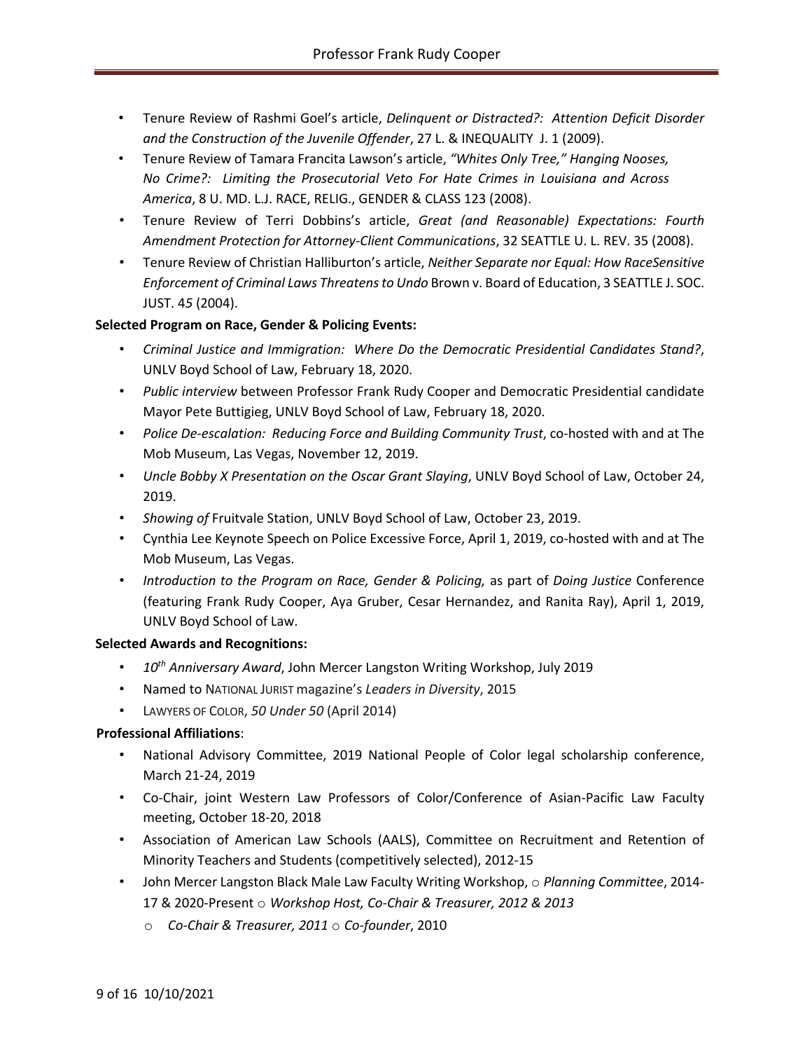- Tenure Review of Rashmi Goel's article, *Delinquent or Distracted?: Attention Deficit Disorder and the Construction of the Juvenile Offender*, 27 L. & INEQUALITY J. 1 (2009).
- Tenure Review of Tamara Francita Lawson's article, *"Whites Only Tree," Hanging Nooses, No Crime?: Limiting the Prosecutorial Veto For Hate Crimes in Louisiana and Across America*, 8 U. MD. L.J. RACE, RELIG., GENDER & CLASS 123 (2008).
- Tenure Review of Terri Dobbins's article, *Great (and Reasonable) Expectations: Fourth Amendment Protection for Attorney-Client Communications*, 32 SEATTLE U. L. REV. 35 (2008).
- Tenure Review of Christian Halliburton's article, *Neither Separate nor Equal: How RaceSensitive Enforcement of Criminal Laws Threatens to Undo* Brown v. Board of Education, 3 SEATTLE J. SOC. JUST. 45 (2004).

**Selected Program on Race, Gender & Policing Events:**

- *Criminal Justice and Immigration: Where Do the Democratic Presidential Candidates Stand?*, UNLV Boyd School of Law, February 18, 2020.
- *Public interview* between Professor Frank Rudy Cooper and Democratic Presidential candidate Mayor Pete Buttigieg, UNLV Boyd School of Law, February 18, 2020.
- *Police De-escalation: Reducing Force and Building Community Trust*, co-hosted with and at The Mob Museum, Las Vegas, November 12, 2019.
- *Uncle Bobby X Presentation on the Oscar Grant Slaying*, UNLV Boyd School of Law, October 24, 2019.
- *Showing of* Fruitvale Station, UNLV Boyd School of Law, October 23, 2019.
- Cynthia Lee Keynote Speech on Police Excessive Force, April 1, 2019, co-hosted with and at The Mob Museum, Las Vegas.
- *Introduction to the Program on Race, Gender & Policing,* as part of *Doing Justice* Conference (featuring Frank Rudy Cooper, Aya Gruber, Cesar Hernandez, and Ranita Ray), April 1, 2019, UNLV Boyd School of Law.

**Selected Awards and Recognitions:**

- *10th Anniversary Award*, John Mercer Langston Writing Workshop, July 2019
- Named to NATIONAL JURIST magazine's *Leaders in Diversity*, 2015
- LAWYERS OF COLOR, *50 Under 50* (April 2014)

**Professional Affiliations**:

- National Advisory Committee, 2019 National People of Color legal scholarship conference, March 21-24, 2019
- Co-Chair, joint Western Law Professors of Color/Conference of Asian-Pacific Law Faculty meeting, October 18-20, 2018
- Association of American Law Schools (AALS), Committee on Recruitment and Retention of Minority Teachers and Students (competitively selected), 2012-15
- John Mercer Langston Black Male Law Faculty Writing Workshop,
  - *Planning Committee*, 2014-17 & 2020-Present
  - *Workshop Host, Co-Chair & Treasurer, 2012 & 2013*
  - *Co-Chair & Treasurer, 2011*
  - *Co-founder*, 2010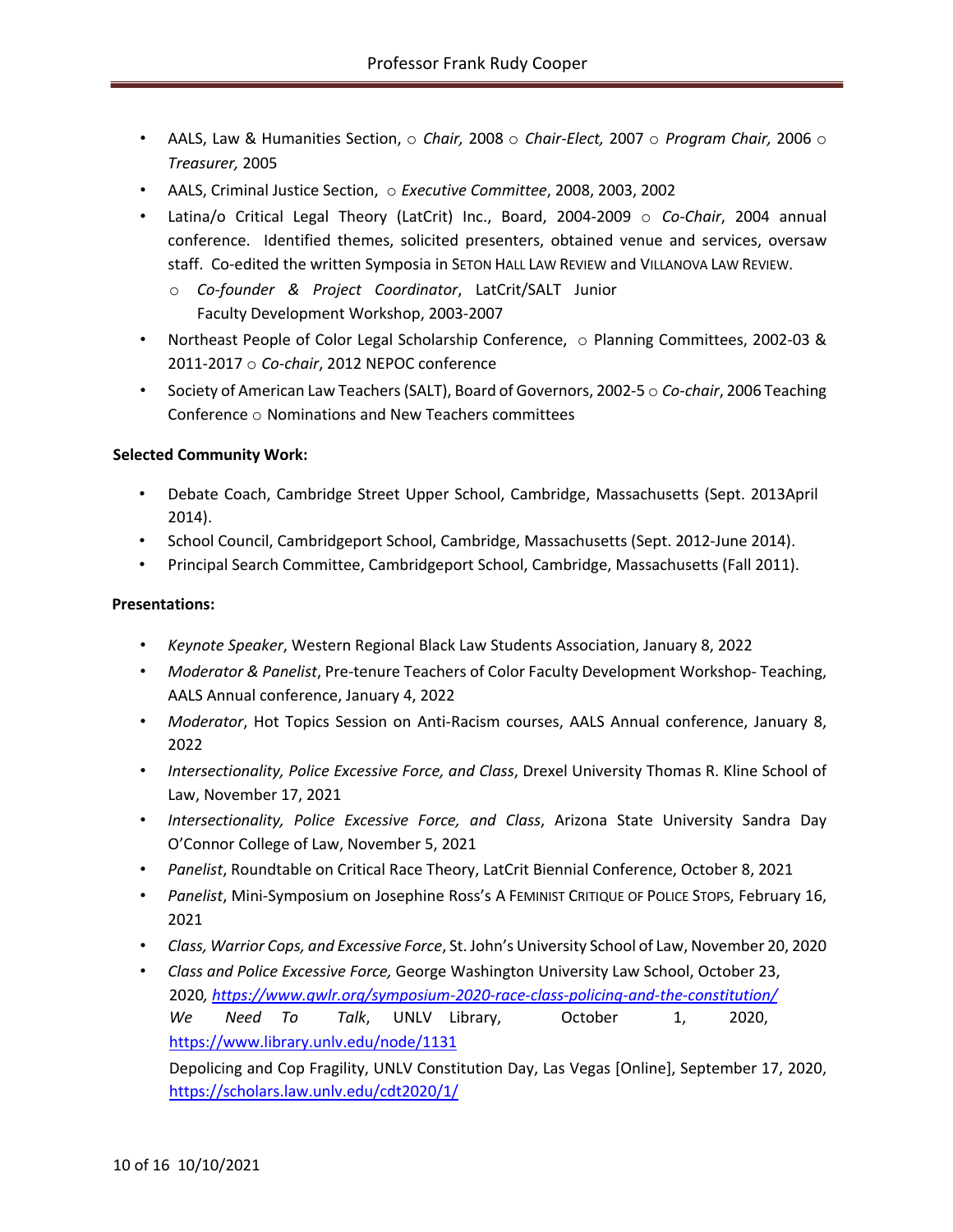- AALS, Law & Humanities Section, ○ *Chair,* 2008 ○ *Chair-Elect,* 2007 ○ *Program Chair,* 2006 ○ *Treasurer,* 2005
- AALS, Criminal Justice Section, ○ *Executive Committee*, 2008, 2003, 2002
- Latina/o Critical Legal Theory (LatCrit) Inc., Board, 2004-2009 ○ *Co-Chair*, 2004 annual conference. Identified themes, solicited presenters, obtained venue and services, oversaw staff. Co-edited the written Symposia in SETON HALL LAW REVIEW and VILLANOVA LAW REVIEW.
  - *Co-founder & Project Coordinator*, LatCrit/SALT Junior Faculty Development Workshop, 2003-2007
- Northeast People of Color Legal Scholarship Conference, ○ Planning Committees, 2002-03 & 2011-2017 ○ *Co-chair*, 2012 NEPOC conference
- Society of American Law Teachers (SALT), Board of Governors, 2002-5 ○ *Co-chair*, 2006 Teaching Conference ○ Nominations and New Teachers committees

**Selected Community Work:**

- Debate Coach, Cambridge Street Upper School, Cambridge, Massachusetts (Sept. 2013April 2014).
- School Council, Cambridgeport School, Cambridge, Massachusetts (Sept. 2012-June 2014).
- Principal Search Committee, Cambridgeport School, Cambridge, Massachusetts (Fall 2011).

**Presentations:**

- *Keynote Speaker*, Western Regional Black Law Students Association, January 8, 2022
- *Moderator & Panelist*, Pre-tenure Teachers of Color Faculty Development Workshop- Teaching, AALS Annual conference, January 4, 2022
- *Moderator*, Hot Topics Session on Anti-Racism courses, AALS Annual conference, January 8, 2022
- *Intersectionality, Police Excessive Force, and Class*, Drexel University Thomas R. Kline School of Law, November 17, 2021
- *Intersectionality, Police Excessive Force, and Class*, Arizona State University Sandra Day O'Connor College of Law, November 5, 2021
- *Panelist*, Roundtable on Critical Race Theory, LatCrit Biennial Conference, October 8, 2021
- *Panelist*, Mini-Symposium on Josephine Ross's A FEMINIST CRITIQUE OF POLICE STOPS, February 16, 2021
- *Class, Warrior Cops, and Excessive Force*, St. John's University School of Law, November 20, 2020
- *Class and Police Excessive Force,* George Washington University Law School, October 23, 2020*, https://www.gwlr.org/symposium-2020-race-class-policing-and-the-constitution/*
  *We Need To Talk*, UNLV Library, October 1, 2020, https://www.library.unlv.edu/node/1131
  Depolicing and Cop Fragility, UNLV Constitution Day, Las Vegas [Online], September 17, 2020, https://scholars.law.unlv.edu/cdt2020/1/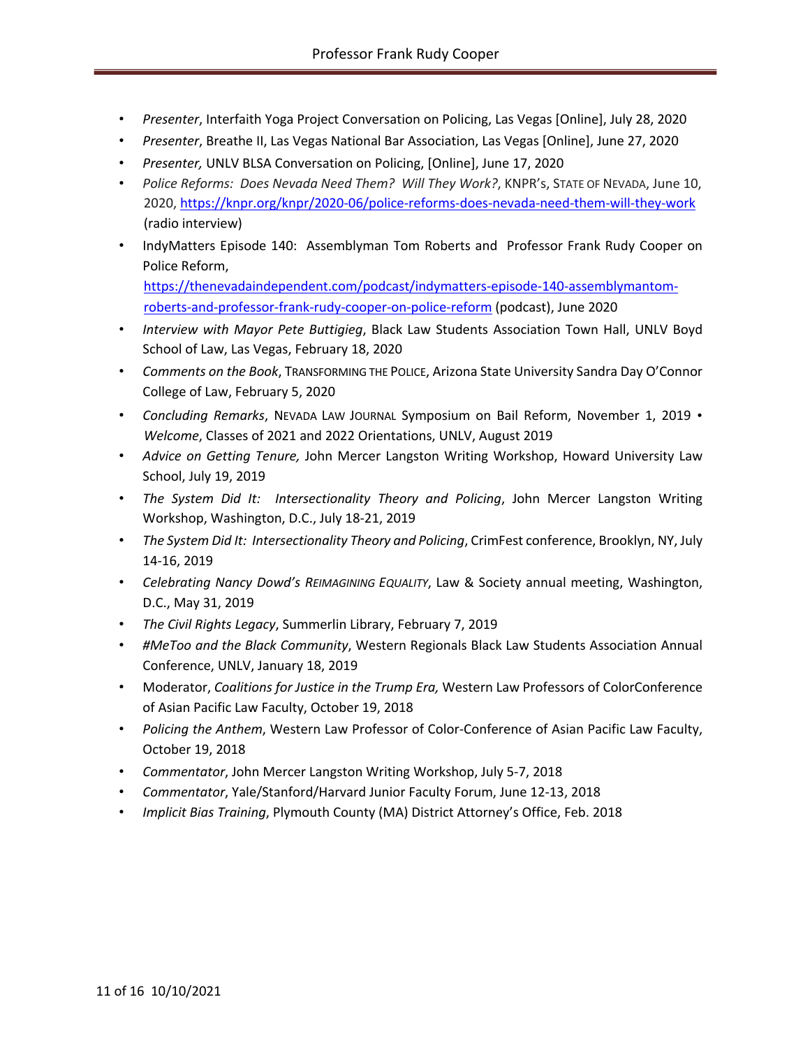- *Presenter*, Interfaith Yoga Project Conversation on Policing, Las Vegas [Online], July 28, 2020
- *Presenter*, Breathe II, Las Vegas National Bar Association, Las Vegas [Online], June 27, 2020
- *Presenter,* UNLV BLSA Conversation on Policing, [Online], June 17, 2020
- *Police Reforms: Does Nevada Need Them? Will They Work?*, KNPR's, STATE OF NEVADA, June 10, 2020, https://knpr.org/knpr/2020-06/police-reforms-does-nevada-need-them-will-they-work (radio interview)
- IndyMatters Episode 140: Assemblyman Tom Roberts and Professor Frank Rudy Cooper on Police Reform, https://thenevadaindependent.com/podcast/indymatters-episode-140-assemblymantom-roberts-and-professor-frank-rudy-cooper-on-police-reform (podcast), June 2020
- *Interview with Mayor Pete Buttigieg*, Black Law Students Association Town Hall, UNLV Boyd School of Law, Las Vegas, February 18, 2020
- *Comments on the Book*, TRANSFORMING THE POLICE, Arizona State University Sandra Day O'Connor College of Law, February 5, 2020
- *Concluding Remarks*, NEVADA LAW JOURNAL Symposium on Bail Reform, November 1, 2019 • *Welcome*, Classes of 2021 and 2022 Orientations, UNLV, August 2019
- *Advice on Getting Tenure,* John Mercer Langston Writing Workshop, Howard University Law School, July 19, 2019
- *The System Did It: Intersectionality Theory and Policing*, John Mercer Langston Writing Workshop, Washington, D.C., July 18-21, 2019
- *The System Did It: Intersectionality Theory and Policing*, CrimFest conference, Brooklyn, NY, July 14-16, 2019
- *Celebrating Nancy Dowd's REIMAGINING EQUALITY*, Law & Society annual meeting, Washington, D.C., May 31, 2019
- *The Civil Rights Legacy*, Summerlin Library, February 7, 2019
- *#MeToo and the Black Community*, Western Regionals Black Law Students Association Annual Conference, UNLV, January 18, 2019
- Moderator, *Coalitions for Justice in the Trump Era,* Western Law Professors of ColorConference of Asian Pacific Law Faculty, October 19, 2018
- *Policing the Anthem*, Western Law Professor of Color-Conference of Asian Pacific Law Faculty, October 19, 2018
- *Commentator*, John Mercer Langston Writing Workshop, July 5-7, 2018
- *Commentator*, Yale/Stanford/Harvard Junior Faculty Forum, June 12-13, 2018
- *Implicit Bias Training*, Plymouth County (MA) District Attorney's Office, Feb. 2018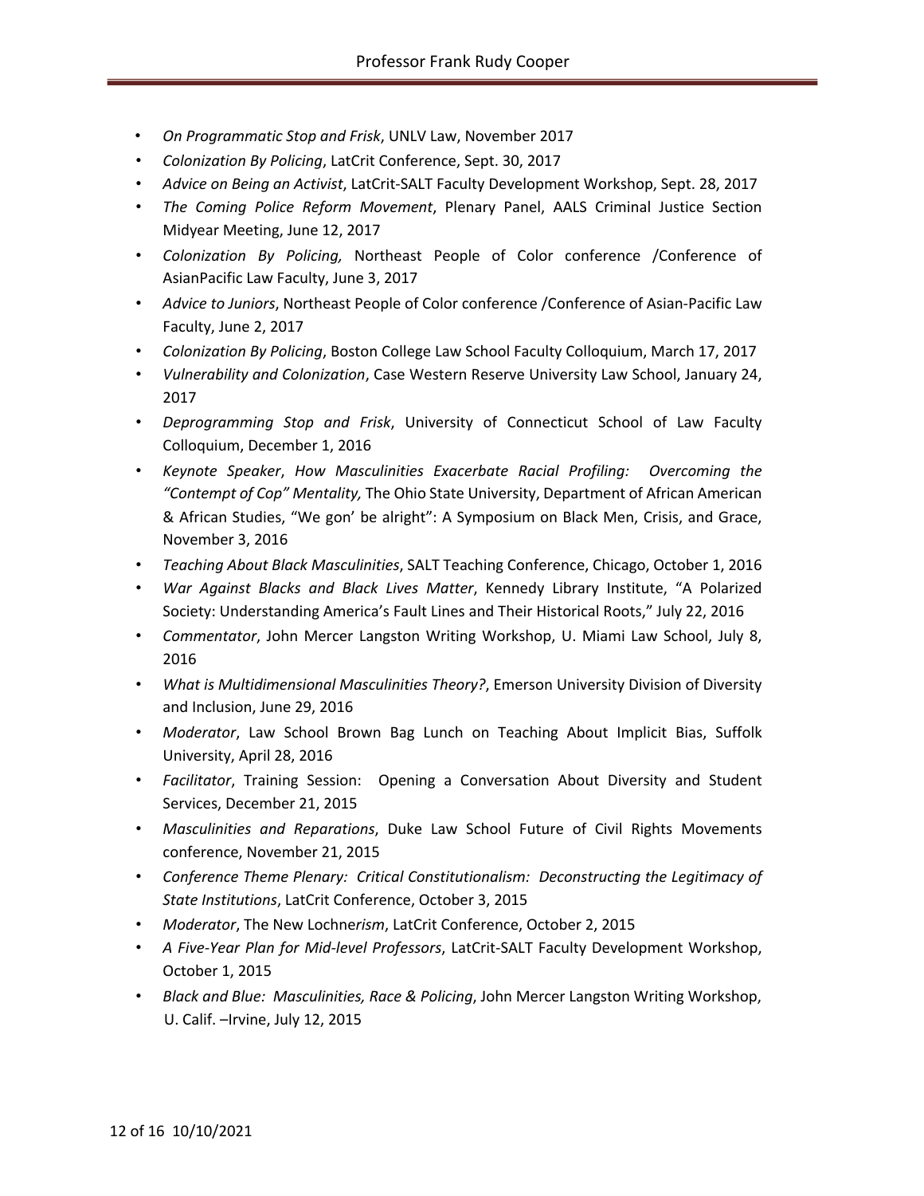- *On Programmatic Stop and Frisk*, UNLV Law, November 2017
- *Colonization By Policing*, LatCrit Conference, Sept. 30, 2017
- *Advice on Being an Activist*, LatCrit-SALT Faculty Development Workshop, Sept. 28, 2017
- *The Coming Police Reform Movement*, Plenary Panel, AALS Criminal Justice Section Midyear Meeting, June 12, 2017
- *Colonization By Policing,* Northeast People of Color conference /Conference of AsianPacific Law Faculty, June 3, 2017
- *Advice to Juniors*, Northeast People of Color conference /Conference of Asian-Pacific Law Faculty, June 2, 2017
- *Colonization By Policing*, Boston College Law School Faculty Colloquium, March 17, 2017
- *Vulnerability and Colonization*, Case Western Reserve University Law School, January 24, 2017
- *Deprogramming Stop and Frisk*, University of Connecticut School of Law Faculty Colloquium, December 1, 2016
- *Keynote Speaker*, *How Masculinities Exacerbate Racial Profiling: Overcoming the "Contempt of Cop" Mentality,* The Ohio State University, Department of African American & African Studies, "We gon' be alright": A Symposium on Black Men, Crisis, and Grace, November 3, 2016
- *Teaching About Black Masculinities*, SALT Teaching Conference, Chicago, October 1, 2016
- *War Against Blacks and Black Lives Matter*, Kennedy Library Institute, "A Polarized Society: Understanding America's Fault Lines and Their Historical Roots," July 22, 2016
- *Commentator*, John Mercer Langston Writing Workshop, U. Miami Law School, July 8, 2016
- *What is Multidimensional Masculinities Theory?*, Emerson University Division of Diversity and Inclusion, June 29, 2016
- *Moderator*, Law School Brown Bag Lunch on Teaching About Implicit Bias, Suffolk University, April 28, 2016
- *Facilitator*, Training Session: Opening a Conversation About Diversity and Student Services, December 21, 2015
- *Masculinities and Reparations*, Duke Law School Future of Civil Rights Movements conference, November 21, 2015
- *Conference Theme Plenary: Critical Constitutionalism: Deconstructing the Legitimacy of State Institutions*, LatCrit Conference, October 3, 2015
- *Moderator*, The New Lochner*ism*, LatCrit Conference, October 2, 2015
- *A Five-Year Plan for Mid-level Professors*, LatCrit-SALT Faculty Development Workshop, October 1, 2015
- *Black and Blue: Masculinities, Race & Policing*, John Mercer Langston Writing Workshop, U. Calif. –Irvine, July 12, 2015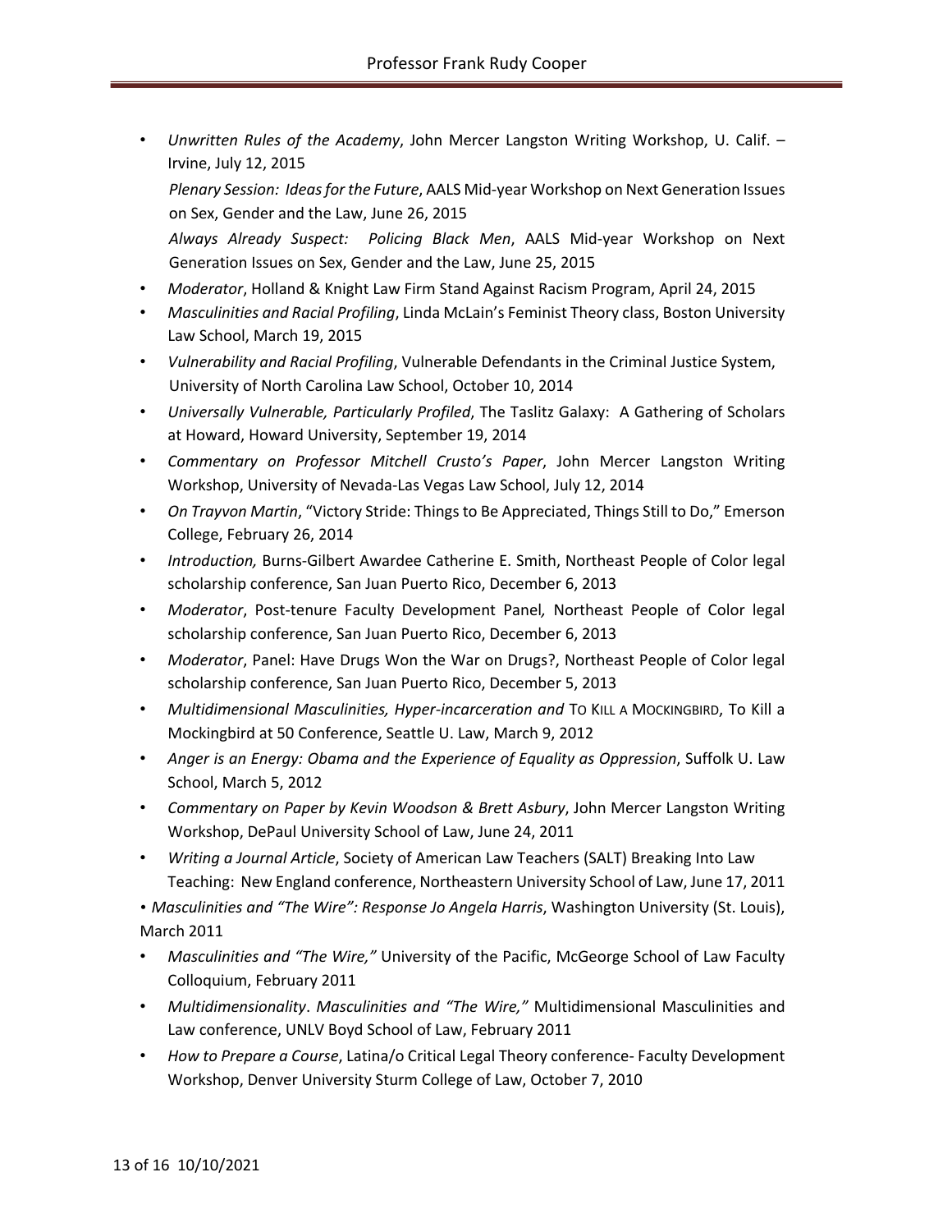- *Unwritten Rules of the Academy*, John Mercer Langston Writing Workshop, U. Calif. – Irvine, July 12, 2015

  *Plenary Session: Ideas for the Future*, AALS Mid-year Workshop on Next Generation Issues on Sex, Gender and the Law, June 26, 2015

  *Always Already Suspect: Policing Black Men*, AALS Mid-year Workshop on Next Generation Issues on Sex, Gender and the Law, June 25, 2015
- *Moderator*, Holland & Knight Law Firm Stand Against Racism Program, April 24, 2015
- *Masculinities and Racial Profiling*, Linda McLain's Feminist Theory class, Boston University Law School, March 19, 2015
- *Vulnerability and Racial Profiling*, Vulnerable Defendants in the Criminal Justice System, University of North Carolina Law School, October 10, 2014
- *Universally Vulnerable, Particularly Profiled*, The Taslitz Galaxy: A Gathering of Scholars at Howard, Howard University, September 19, 2014
- *Commentary on Professor Mitchell Crusto's Paper*, John Mercer Langston Writing Workshop, University of Nevada-Las Vegas Law School, July 12, 2014
- *On Trayvon Martin*, "Victory Stride: Things to Be Appreciated, Things Still to Do," Emerson College, February 26, 2014
- *Introduction,* Burns-Gilbert Awardee Catherine E. Smith, Northeast People of Color legal scholarship conference, San Juan Puerto Rico, December 6, 2013
- *Moderator*, Post-tenure Faculty Development Panel*,* Northeast People of Color legal scholarship conference, San Juan Puerto Rico, December 6, 2013
- *Moderator*, Panel: Have Drugs Won the War on Drugs?, Northeast People of Color legal scholarship conference, San Juan Puerto Rico, December 5, 2013
- *Multidimensional Masculinities, Hyper-incarceration and* TO KILL A MOCKINGBIRD, To Kill a Mockingbird at 50 Conference, Seattle U. Law, March 9, 2012
- *Anger is an Energy: Obama and the Experience of Equality as Oppression*, Suffolk U. Law School, March 5, 2012
- *Commentary on Paper by Kevin Woodson & Brett Asbury*, John Mercer Langston Writing Workshop, DePaul University School of Law, June 24, 2011
- *Writing a Journal Article*, Society of American Law Teachers (SALT) Breaking Into Law Teaching: New England conference, Northeastern University School of Law, June 17, 2011
- *Masculinities and "The Wire": Response Jo Angela Harris*, Washington University (St. Louis), March 2011
- *Masculinities and "The Wire,"* University of the Pacific, McGeorge School of Law Faculty Colloquium, February 2011
- *Multidimensionality*. *Masculinities and "The Wire,"* Multidimensional Masculinities and Law conference, UNLV Boyd School of Law, February 2011
- *How to Prepare a Course*, Latina/o Critical Legal Theory conference- Faculty Development Workshop, Denver University Sturm College of Law, October 7, 2010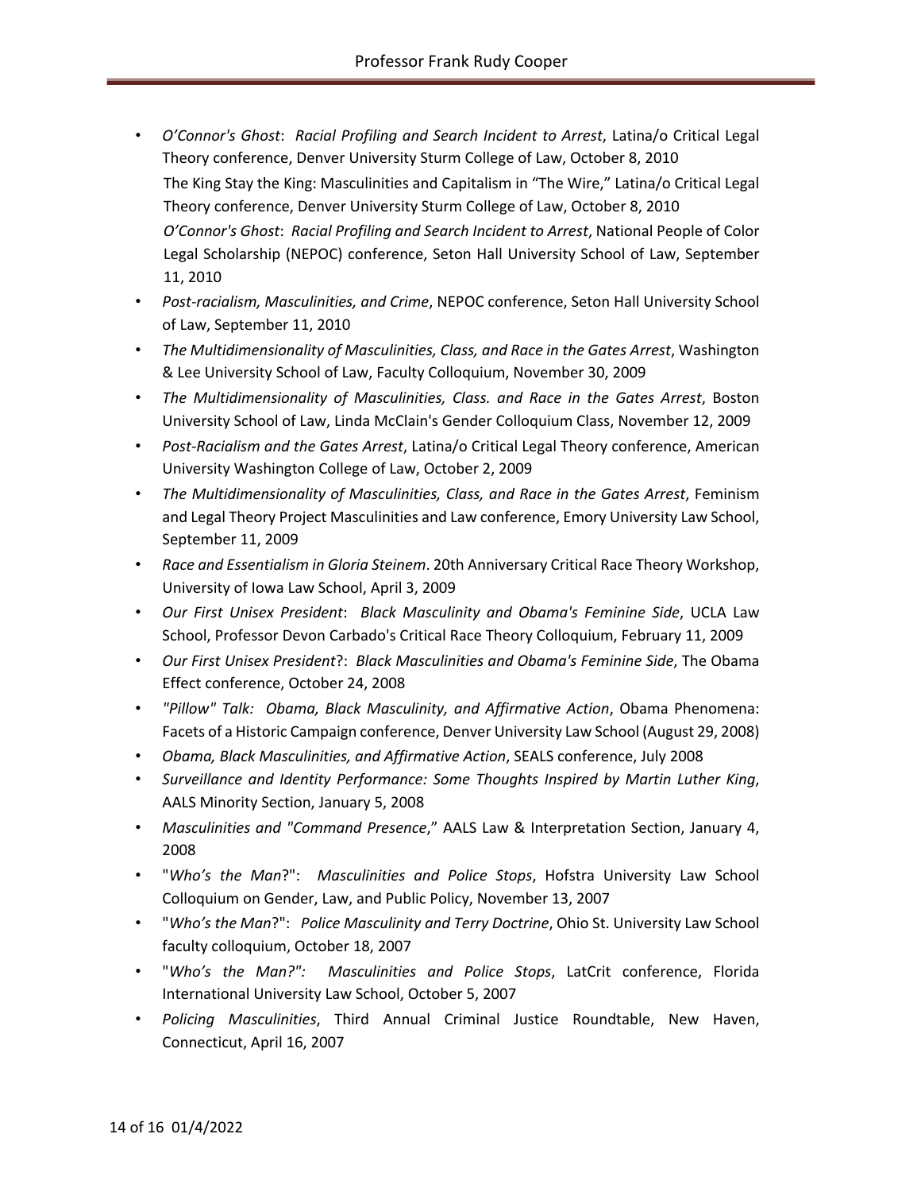- *O'Connor's Ghost*: *Racial Profiling and Search Incident to Arrest*, Latina/o Critical Legal Theory conference, Denver University Sturm College of Law, October 8, 2010

  The King Stay the King: Masculinities and Capitalism in "The Wire," Latina/o Critical Legal Theory conference, Denver University Sturm College of Law, October 8, 2010

  *O'Connor's Ghost*: *Racial Profiling and Search Incident to Arrest*, National People of Color Legal Scholarship (NEPOC) conference, Seton Hall University School of Law, September 11, 2010
- *Post-racialism, Masculinities, and Crime*, NEPOC conference, Seton Hall University School of Law, September 11, 2010
- *The Multidimensionality of Masculinities, Class, and Race in the Gates Arrest*, Washington & Lee University School of Law, Faculty Colloquium, November 30, 2009
- *The Multidimensionality of Masculinities, Class. and Race in the Gates Arrest*, Boston University School of Law, Linda McClain's Gender Colloquium Class, November 12, 2009
- *Post-Racialism and the Gates Arrest*, Latina/o Critical Legal Theory conference, American University Washington College of Law, October 2, 2009
- *The Multidimensionality of Masculinities, Class, and Race in the Gates Arrest*, Feminism and Legal Theory Project Masculinities and Law conference, Emory University Law School, September 11, 2009
- *Race and Essentialism in Gloria Steinem*. 20th Anniversary Critical Race Theory Workshop, University of Iowa Law School, April 3, 2009
- *Our First Unisex President*: *Black Masculinity and Obama's Feminine Side*, UCLA Law School, Professor Devon Carbado's Critical Race Theory Colloquium, February 11, 2009
- *Our First Unisex President*?: *Black Masculinities and Obama's Feminine Side*, The Obama Effect conference, October 24, 2008
- *"Pillow" Talk: Obama, Black Masculinity, and Affirmative Action*, Obama Phenomena: Facets of a Historic Campaign conference, Denver University Law School (August 29, 2008)
- *Obama, Black Masculinities, and Affirmative Action*, SEALS conference, July 2008
- *Surveillance and Identity Performance: Some Thoughts Inspired by Martin Luther King*, AALS Minority Section, January 5, 2008
- *Masculinities and "Command Presence*," AALS Law & Interpretation Section, January 4, 2008
- "*Who's the Man*?": *Masculinities and Police Stops*, Hofstra University Law School Colloquium on Gender, Law, and Public Policy, November 13, 2007
- "*Who's the Man*?": *Police Masculinity and Terry Doctrine*, Ohio St. University Law School faculty colloquium, October 18, 2007
- "*Who's the Man?": Masculinities and Police Stops*, LatCrit conference, Florida International University Law School, October 5, 2007
- *Policing Masculinities*, Third Annual Criminal Justice Roundtable, New Haven, Connecticut, April 16, 2007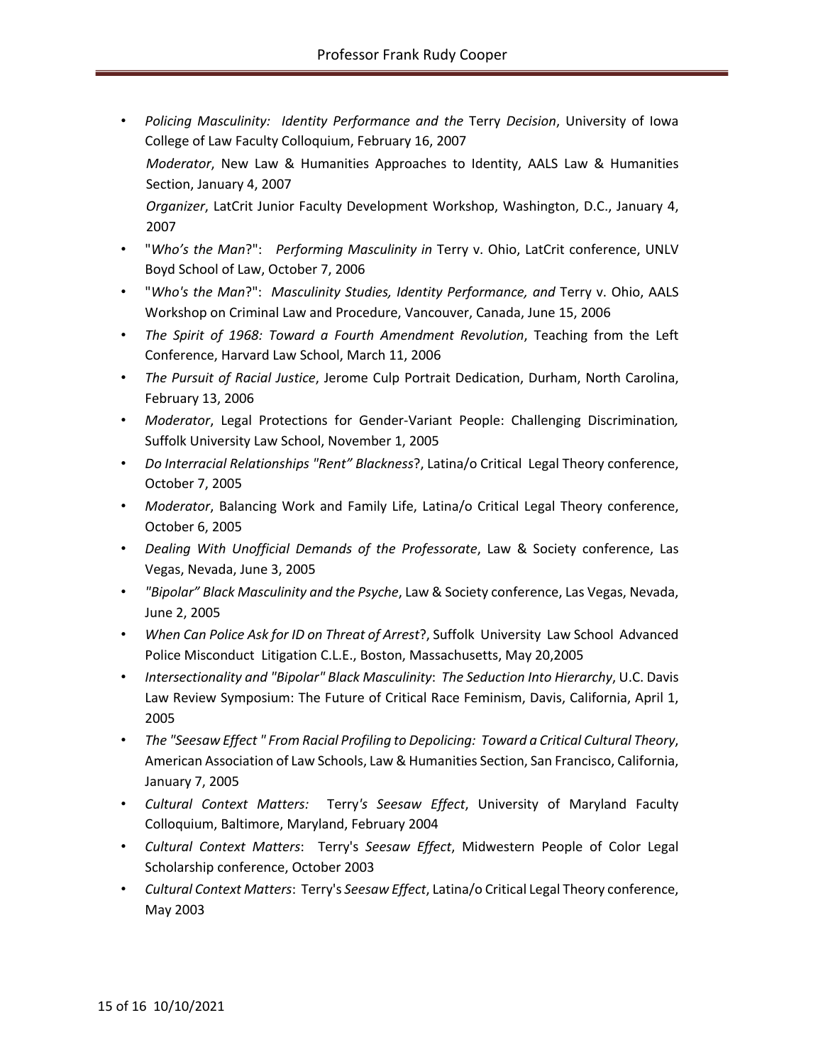- *Policing Masculinity: Identity Performance and the* Terry *Decision*, University of Iowa College of Law Faculty Colloquium, February 16, 2007

  *Moderator*, New Law & Humanities Approaches to Identity, AALS Law & Humanities Section, January 4, 2007

  *Organizer*, LatCrit Junior Faculty Development Workshop, Washington, D.C., January 4, 2007
- "*Who's the Man*?": *Performing Masculinity in* Terry v. Ohio, LatCrit conference, UNLV Boyd School of Law, October 7, 2006
- "*Who's the Man*?": *Masculinity Studies, Identity Performance, and* Terry v. Ohio, AALS Workshop on Criminal Law and Procedure, Vancouver, Canada, June 15, 2006
- *The Spirit of 1968: Toward a Fourth Amendment Revolution*, Teaching from the Left Conference, Harvard Law School, March 11, 2006
- *The Pursuit of Racial Justice*, Jerome Culp Portrait Dedication, Durham, North Carolina, February 13, 2006
- *Moderator*, Legal Protections for Gender-Variant People: Challenging Discrimination, Suffolk University Law School, November 1, 2005
- *Do Interracial Relationships "Rent" Blackness*?, Latina/o Critical Legal Theory conference, October 7, 2005
- *Moderator*, Balancing Work and Family Life, Latina/o Critical Legal Theory conference, October 6, 2005
- *Dealing With Unofficial Demands of the Professorate*, Law & Society conference, Las Vegas, Nevada, June 3, 2005
- *"Bipolar" Black Masculinity and the Psyche*, Law & Society conference, Las Vegas, Nevada, June 2, 2005
- *When Can Police Ask for ID on Threat of Arrest*?, Suffolk University Law School Advanced Police Misconduct Litigation C.L.E., Boston, Massachusetts, May 20,2005
- *Intersectionality and "Bipolar" Black Masculinity*: *The Seduction Into Hierarchy*, U.C. Davis Law Review Symposium: The Future of Critical Race Feminism, Davis, California, April 1, 2005
- *The "Seesaw Effect " From Racial Profiling to Depolicing: Toward a Critical Cultural Theory*, American Association of Law Schools, Law & Humanities Section, San Francisco, California, January 7, 2005
- *Cultural Context Matters:* Terry*'s Seesaw Effect*, University of Maryland Faculty Colloquium, Baltimore, Maryland, February 2004
- *Cultural Context Matters*: Terry's *Seesaw Effect*, Midwestern People of Color Legal Scholarship conference, October 2003
- *Cultural Context Matters*: Terry's *Seesaw Effect*, Latina/o Critical Legal Theory conference, May 2003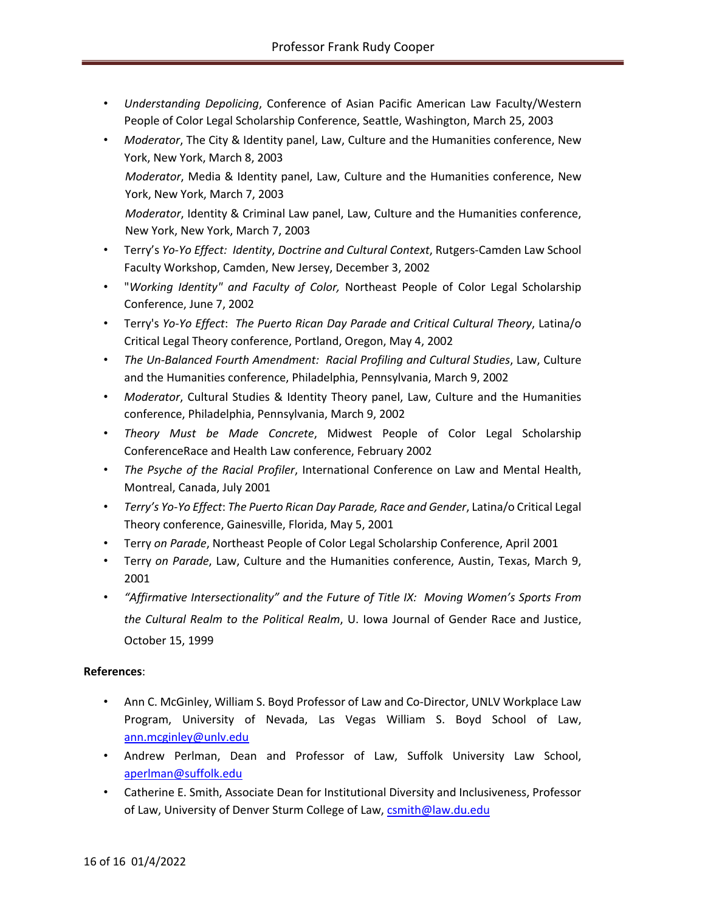- *Understanding Depolicing*, Conference of Asian Pacific American Law Faculty/Western People of Color Legal Scholarship Conference, Seattle, Washington, March 25, 2003
- *Moderator*, The City & Identity panel, Law, Culture and the Humanities conference, New York, New York, March 8, 2003

  *Moderator*, Media & Identity panel, Law, Culture and the Humanities conference, New York, New York, March 7, 2003

  *Moderator*, Identity & Criminal Law panel, Law, Culture and the Humanities conference, New York, New York, March 7, 2003
- Terry's *Yo-Yo Effect: Identity, Doctrine and Cultural Context*, Rutgers-Camden Law School Faculty Workshop, Camden, New Jersey, December 3, 2002
- "*Working Identity" and Faculty of Color,* Northeast People of Color Legal Scholarship Conference, June 7, 2002
- Terry's *Yo-Yo Effect*: *The Puerto Rican Day Parade and Critical Cultural Theory*, Latina/o Critical Legal Theory conference, Portland, Oregon, May 4, 2002
- *The Un-Balanced Fourth Amendment: Racial Profiling and Cultural Studies*, Law, Culture and the Humanities conference, Philadelphia, Pennsylvania, March 9, 2002
- *Moderator*, Cultural Studies & Identity Theory panel, Law, Culture and the Humanities conference, Philadelphia, Pennsylvania, March 9, 2002
- *Theory Must be Made Concrete*, Midwest People of Color Legal Scholarship ConferenceRace and Health Law conference, February 2002
- *The Psyche of the Racial Profiler*, International Conference on Law and Mental Health, Montreal, Canada, July 2001
- *Terry's Yo-Yo Effect*: *The Puerto Rican Day Parade, Race and Gender*, Latina/o Critical Legal Theory conference, Gainesville, Florida, May 5, 2001
- Terry *on Parade*, Northeast People of Color Legal Scholarship Conference, April 2001
- Terry *on Parade*, Law, Culture and the Humanities conference, Austin, Texas, March 9, 2001
- *"Affirmative Intersectionality" and the Future of Title IX: Moving Women's Sports From the Cultural Realm to the Political Realm*, U. Iowa Journal of Gender Race and Justice, October 15, 1999

**References**:

- Ann C. McGinley, William S. Boyd Professor of Law and Co-Director, UNLV Workplace Law Program, University of Nevada, Las Vegas William S. Boyd School of Law, ann.mcginley@unlv.edu
- Andrew Perlman, Dean and Professor of Law, Suffolk University Law School, aperlman@suffolk.edu
- Catherine E. Smith, Associate Dean for Institutional Diversity and Inclusiveness, Professor of Law, University of Denver Sturm College of Law, csmith@law.du.edu